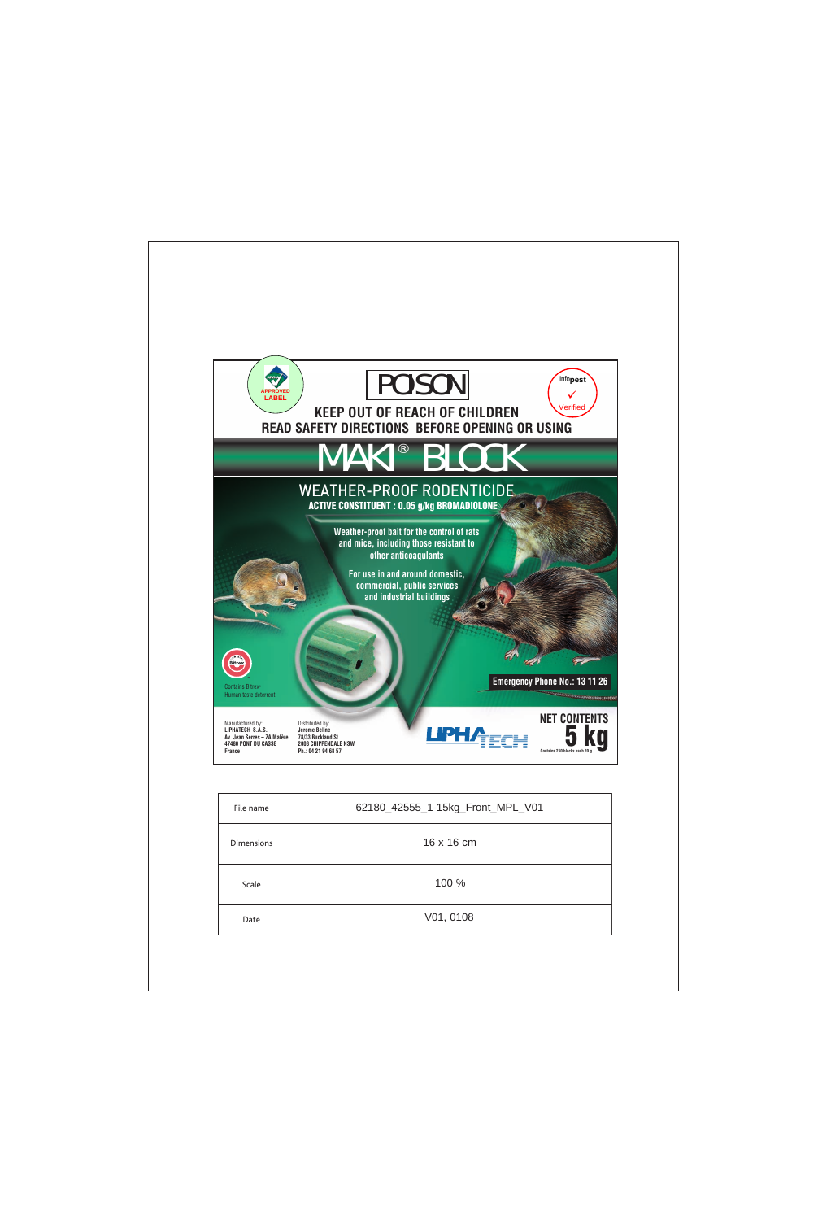APPROVED LABEL

# POISON

**KEEP OUT OF REACH OF CHILDREN**

**READ SAFETY DIRECTIONS BEFORE OPENING OR USING**

Infopest ✓ Verified

# MAKI® BLOCK

## WEATHER-PROOF RODENTICIDE

**ACTIVE CONSTITUENT : 0.05 g/kg BROMADIOLONE**

Weather-proof bait for the control of rats and mice, including those resistant to other anticoagulants

For use in and around domestic, commercial, public services and industrial buildings

Bitrex

Contains Bitrex
Human taste deterrent

**Emergency Phone No.: 13 11 26**

Manufactured by:
LIPHATECH S.A.S.
Av. Jean Serres – ZA Malère
47480 PONT DU CASSE
France

Distributed by:
Jerome Beline
78/33 Buckland St
2008 CHIPPENDALE NSW
Ph.: 04 21 94 68 57

LIPHATECH

**NET CONTENTS**

**5 kg**

Contains 250 blocks each 20 g

| File name | 62180_42555_1-15kg_Front_MPL_V01 |
|---|---|
| Dimensions | 16 x 16 cm |
| Scale | 100 % |
| Date | V01, 0108 |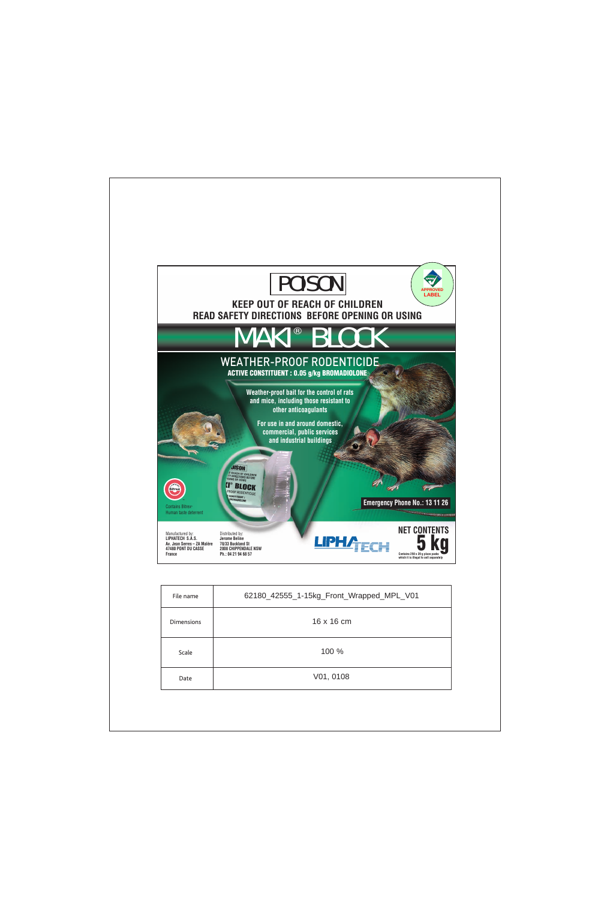# POISON

**KEEP OUT OF REACH OF CHILDREN**

**READ SAFETY DIRECTIONS BEFORE OPENING OR USING**

APPROVED LABEL

# MAKI® BLOCK

## WEATHER-PROOF RODENTICIDE

**ACTIVE CONSTITUENT : 0.05 g/kg BROMADIOLONE**

**Weather-proof bait for the control of rats and mice, including those resistant to other anticoagulants**

**For use in and around domestic, commercial, public services and industrial buildings**

Bitrex

Contains Bitrex
Human taste deterrent

**Emergency Phone No.: 13 11 26**

Manufactured by:
**LIPHATECH S.A.S.**
**Av. Jean Serres – ZA Mélère**
**47480 PONT DU CASSE**
**France**

Distributed by:
**Jerome Beline**
**78/33 Buckland St**
**2008 CHIPPENDALE NSW**
**Ph.: 04 21 94 68 57**

LIPHATECH

**NET CONTENTS**

**5 kg**

Contains 250 x 20 g place packs which it is illegal to sell separately

| File name | 62180_42555_1-15kg_Front_Wrapped_MPL_V01 |
|---|---|
| Dimensions | 16 x 16 cm |
| Scale | 100 % |
| Date | V01, 0108 |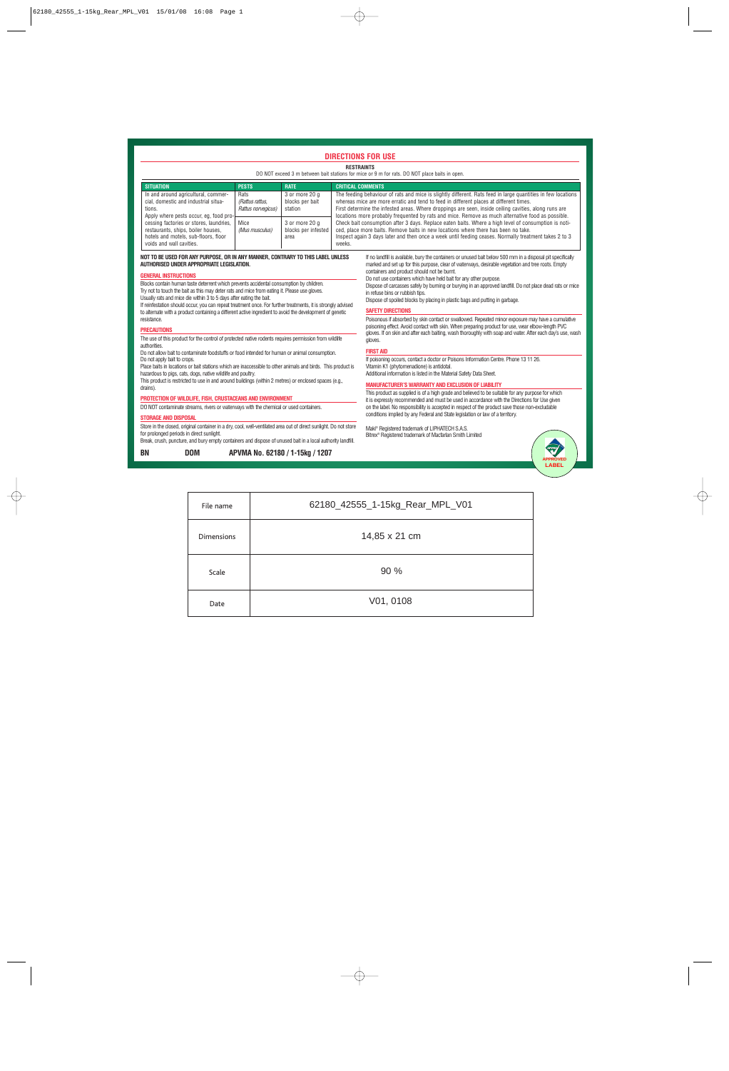# DIRECTIONS FOR USE

**RESTRAINTS**

DO NOT exceed 3 m between bait stations for mice or 9 m for rats. DO NOT place baits in open.

| SITUATION | PESTS | RATE | CRITICAL COMMENTS |
|---|---|---|---|
| In and around agricultural, commercial, domestic and industrial situations. Apply where pests occur, eg. food processing factories or stores, laundries, restaurants, ships, boiler houses, hotels and motels, sub-floors, floor voids and wall cavities. | Rats (*Rattus rattus, Rattus norvegicus*) | 3 or more 20 g blocks per bait station | The feeding behaviour of rats and mice is slightly different. Rats feed in large quantities in few locations whereas mice are more erratic and tend to feed in different places at different times. First determine the infested areas. Where droppings are seen, inside ceiling cavities, along runs are locations more probably frequented by rats and mice. Remove as much alternative food as possible. Check bait consumption after 3 days. Replace eaten baits. Where a high level of consumption is noticed, place more baits. Remove baits in new locations where there has been no take. Inspect again 3 days later and then once a week until feeding ceases. Normally treatment takes 2 to 3 weeks. |
| | Mice (*Mus musculus*) | 3 or more 20 g blocks per infested area | |

**NOT TO BE USED FOR ANY PURPOSE, OR IN ANY MANNER, CONTRARY TO THIS LABEL UNLESS AUTHORISED UNDER APPROPRIATE LEGISLATION.**

## GENERAL INSTRUCTIONS

Blocks contain human taste deterrent which prevents accidental consumption by children.
Try not to touch the bait as this may deter rats and mice from eating it. Please use gloves.
Usually rats and mice die within 3 to 5 days after eating the bait.
If reinfestation should occur, you can repeat treatment once. For further treatments, it is strongly advised to alternate with a product containing a different active ingredient to avoid the development of genetic resistance.

## PRECAUTIONS

The use of this product for the control of protected native rodents requires permission from wildlife authorities.
Do not allow bait to contaminate foodstuffs or food intended for human or animal consumption.
Do not apply bait to crops.
Place baits in locations or bait stations which are inaccessible to other animals and birds. This product is hazardous to pigs, cats, dogs, native wildlife and poultry.
This product is restricted to use in and around buildings (within 2 metres) or enclosed spaces (e.g., drains).

## PROTECTION OF WILDLIFE, FISH, CRUSTACEANS AND ENVIRONMENT

DO NOT contaminate streams, rivers or waterways with the chemical or used containers.

## STORAGE AND DISPOSAL

Store in the closed, original container in a dry, cool, well-ventilated area out of direct sunlight. Do not store for prolonged periods in direct sunlight.
Break, crush, puncture, and bury empty containers and dispose of unused bait in a local authority landfill.
If no landfill is available, bury the containers or unused bait below 500 mm in a disposal pit specifically marked and set up for this purpose, clear of waterways, desirable vegetation and tree roots. Empty containers and product should not be burnt.
Do not use containers which have held bait for any other purpose.
Dispose of carcasses safely by burning or burying in an approved landfill. Do not place dead rats or mice in refuse bins or rubbish tips.
Dispose of spoiled blocks by placing in plastic bags and putting in garbage.

## SAFETY DIRECTIONS

Poisonous if absorbed by skin contact or swallowed. Repeated minor exposure may have a cumulative poisoning effect. Avoid contact with skin. When preparing product for use, wear elbow-length PVC gloves. If on skin and after each baiting, wash thoroughly with soap and water. After each day's use, wash gloves.

## FIRST AID

If poisoning occurs, contact a doctor or Poisons Information Centre. Phone 13 11 26.
Vitamin K1 (phytomenadione) is antidotal.
Additional information is listed in the Material Safety Data Sheet.

## MANUFACTURER'S WARRANTY AND EXCLUSION OF LIABILITY

This product as supplied is of a high grade and believed to be suitable for any purpose for which it is expressly recommended and must be used in accordance with the Directions for Use given on the label. No responsibility is accepted in respect of the product save those non-excludable conditions implied by any Federal and State legislation or law of a territory.

Maki® Registered trademark of LIPHATECH S.A.S.
Bitrex® Registered trademark of Macfarlan Smith Limited

**BN** **DOM** **APVMA No. 62180 / 1-15kg / 1207**

APPROVED LABEL

| File name | 62180_42555_1-15kg_Rear_MPL_V01 |
|---|---|
| Dimensions | 14,85 x 21 cm |
| Scale | 90 % |
| Date | V01, 0108 |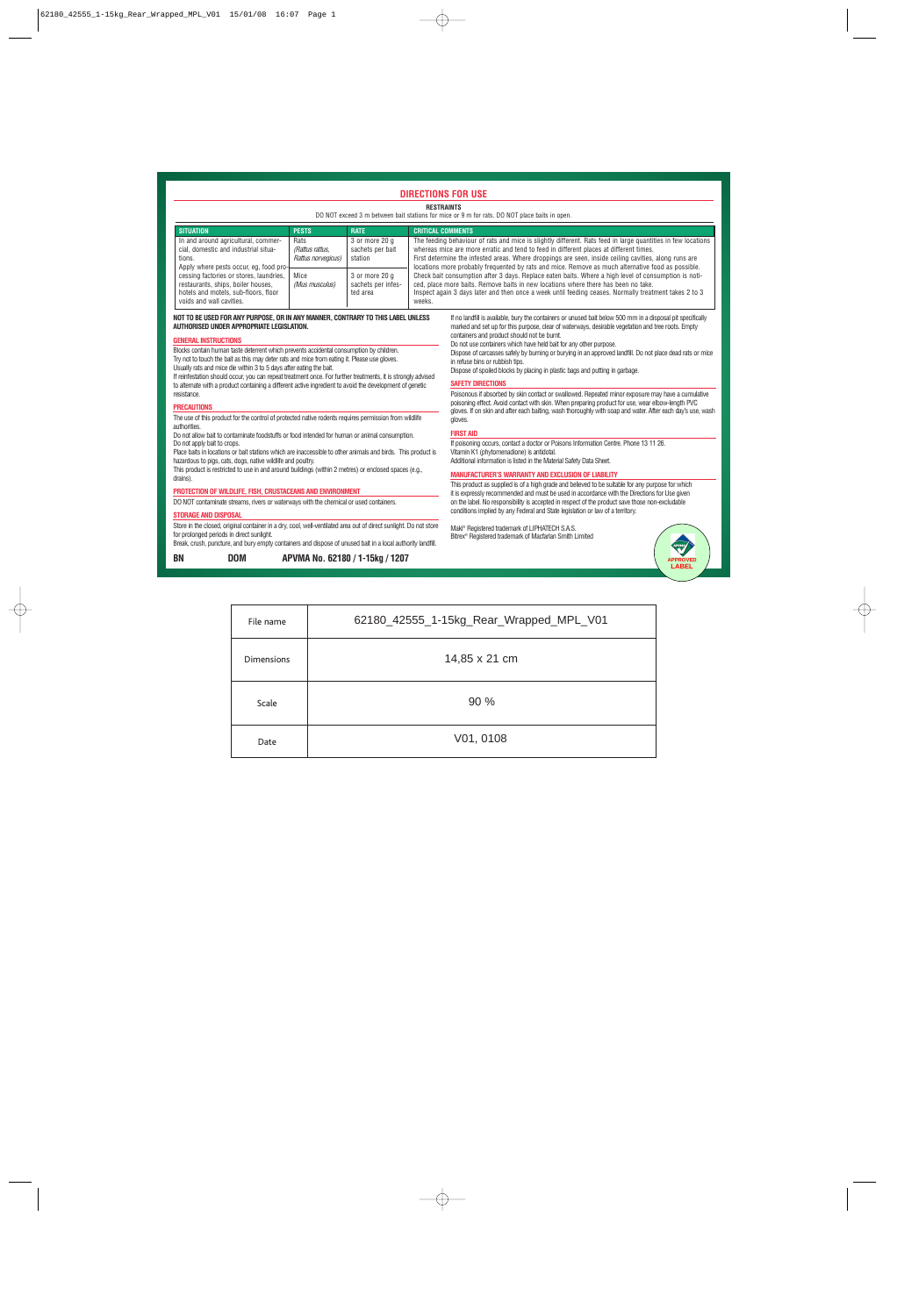## DIRECTIONS FOR USE

**RESTRAINTS**

DO NOT exceed 3 m between bait stations for mice or 9 m for rats. DO NOT place baits in open.

| SITUATION | PESTS | RATE | CRITICAL COMMENTS |
|---|---|---|---|
| In and around agricultural, commercial, domestic and industrial situations. Apply where pests occur, eg, food processing factories or stores, laundries, restaurants, ships, boiler houses, hotels and motels, sub-floors, floor voids and wall cavities. | Rats *(Rattus rattus, Rattus norvegicus)* | 3 or more 20 g sachets per bait station | The feeding behaviour of rats and mice is slightly different. Rats feed in large quantities in few locations whereas mice are more erratic and tend to feed in different places at different times. First determine the infested areas. Where droppings are seen, inside ceiling cavities, along runs are locations more probably frequented by rats and mice. Remove as much alternative food as possible. Check bait consumption after 3 days. Replace eaten baits. Where a high level of consumption is noticed, place more baits. Remove baits in new locations where there has been no take. Inspect again 3 days later and then once a week until feeding ceases. Normally treatment takes 2 to 3 weeks. |
| | Mice *(Mus musculus)* | 3 or more 20 g sachets per infested area | |

**NOT TO BE USED FOR ANY PURPOSE, OR IN ANY MANNER, CONTRARY TO THIS LABEL UNLESS AUTHORISED UNDER APPROPRIATE LEGISLATION.**

### GENERAL INSTRUCTIONS

Blocks contain human taste deterrent which prevents accidental consumption by children.
Try not to touch the bait as this may deter rats and mice from eating it. Please use gloves.
Usually rats and mice die within 3 to 5 days after eating the bait.
If reinfestation should occur, you can repeat treatment once. For further treatments, it is strongly advised to alternate with a product containing a different active ingredient to avoid the development of genetic resistance.

### PRECAUTIONS

The use of this product for the control of protected native rodents requires permission from wildlife authorities.
Do not allow bait to contaminate foodstuffs or food intended for human or animal consumption.
Do not apply bait to crops.
Place baits in locations or bait stations which are inaccessible to other animals and birds. This product is hazardous to pigs, cats, dogs, native wildlife and poultry.
This product is restricted to use in and around buildings (within 2 metres) or enclosed spaces (e.g., drains).

### PROTECTION OF WILDLIFE, FISH, CRUSTACEANS AND ENVIRONMENT

DO NOT contaminate streams, rivers or waterways with the chemical or used containers.

### STORAGE AND DISPOSAL

Store in the closed, original container in a dry, cool, well-ventilated area out of direct sunlight. Do not store for prolonged periods in direct sunlight.
Break, crush, puncture, and bury empty containers and dispose of unused bait in a local authority landfill. If no landfill is available, bury the containers or unused bait below 500 mm in a disposal pit specifically marked and set up for this purpose, clear of waterways, desirable vegetation and tree roots. Empty containers and product should not be burnt.
Do not use containers which have held bait for any other purpose.
Dispose of carcasses safely by burning or burying in an approved landfill. Do not place dead rats or mice in refuse bins or rubbish tips.
Dispose of spoiled blocks by placing in plastic bags and putting in garbage.

### SAFETY DIRECTIONS

Poisonous if absorbed by skin contact or swallowed. Repeated minor exposure may have a cumulative poisoning effect. Avoid contact with skin. When preparing product for use, wear elbow-length PVC gloves. If on skin and after each baiting, wash thoroughly with soap and water. After each day's use, wash gloves.

### FIRST AID

If poisoning occurs, contact a doctor or Poisons Information Centre. Phone 13 11 26.
Vitamin K1 (phytomenadione) is antidotal.
Additional information is listed in the Material Safety Data Sheet.

### MANUFACTURER'S WARRANTY AND EXCLUSION OF LIABILITY

This product as supplied is of a high grade and believed to be suitable for any purpose for which it is expressly recommended and must be used in accordance with the Directions for Use given on the label. No responsibility is accepted in respect of the product save those non-excludable conditions implied by any Federal and State legislation or law of a territory.

Maki® Registered trademark of LIPHATECH S.A.S.
Bitrex® Registered trademark of Macfarlan Smith Limited

APPROVED LABEL

**BN** **DOM** **APVMA No. 62180 / 1-15kg / 1207**

| File name | 62180_42555_1-15kg_Rear_Wrapped_MPL_V01 |
|---|---|
| Dimensions | 14,85 x 21 cm |
| Scale | 90 % |
| Date | V01, 0108 |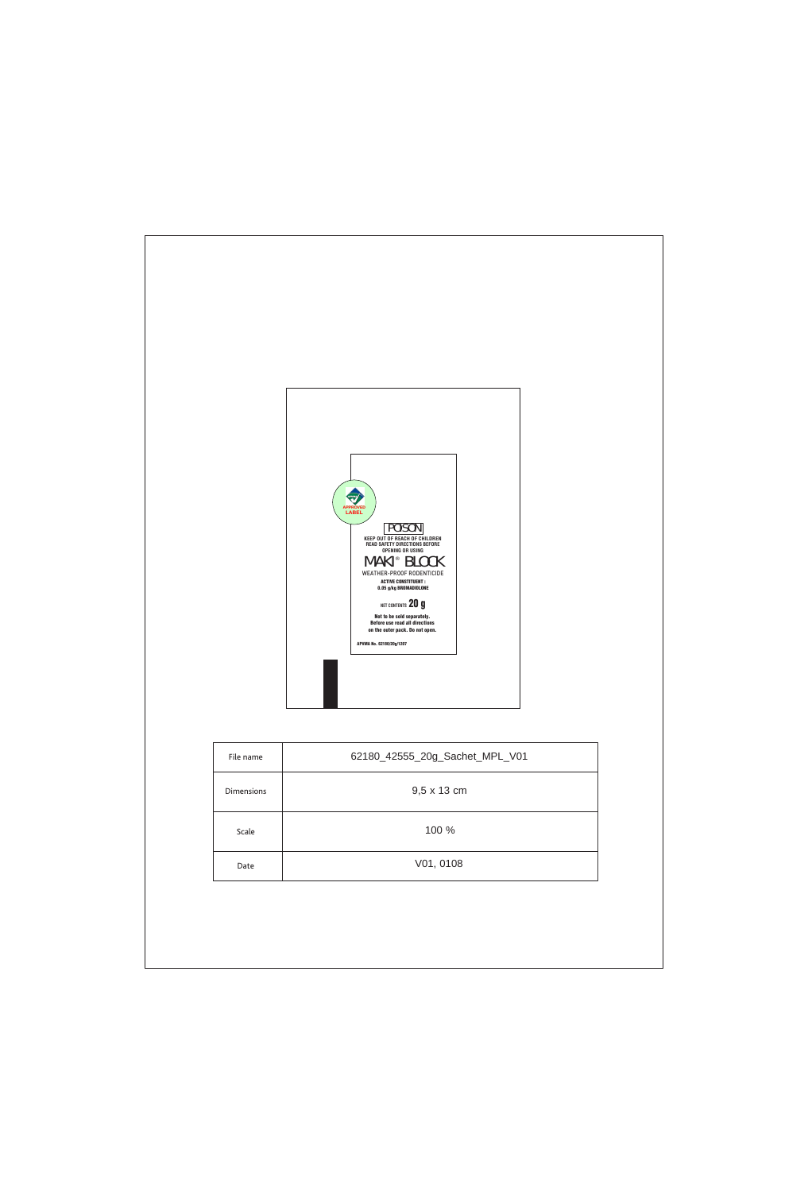APPROVED LABEL

POISON

KEEP OUT OF REACH OF CHILDREN
READ SAFETY DIRECTIONS BEFORE OPENING OR USING

MAKI® BLOCK

WEATHER-PROOF RODENTICIDE

**ACTIVE CONSTITUENT :**
**0.05 g/kg BROMADIOLONE**

NET CONTENTS **20 g**

**Not to be sold separately.**
**Before use read all directions on the outer pack. Do not open.**

**APVMA No. 62180/20g/1207**

| | |
|---|---|
| File name | 62180_42555_20g_Sachet_MPL_V01 |
| Dimensions | 9,5 x 13 cm |
| Scale | 100 % |
| Date | V01, 0108 |